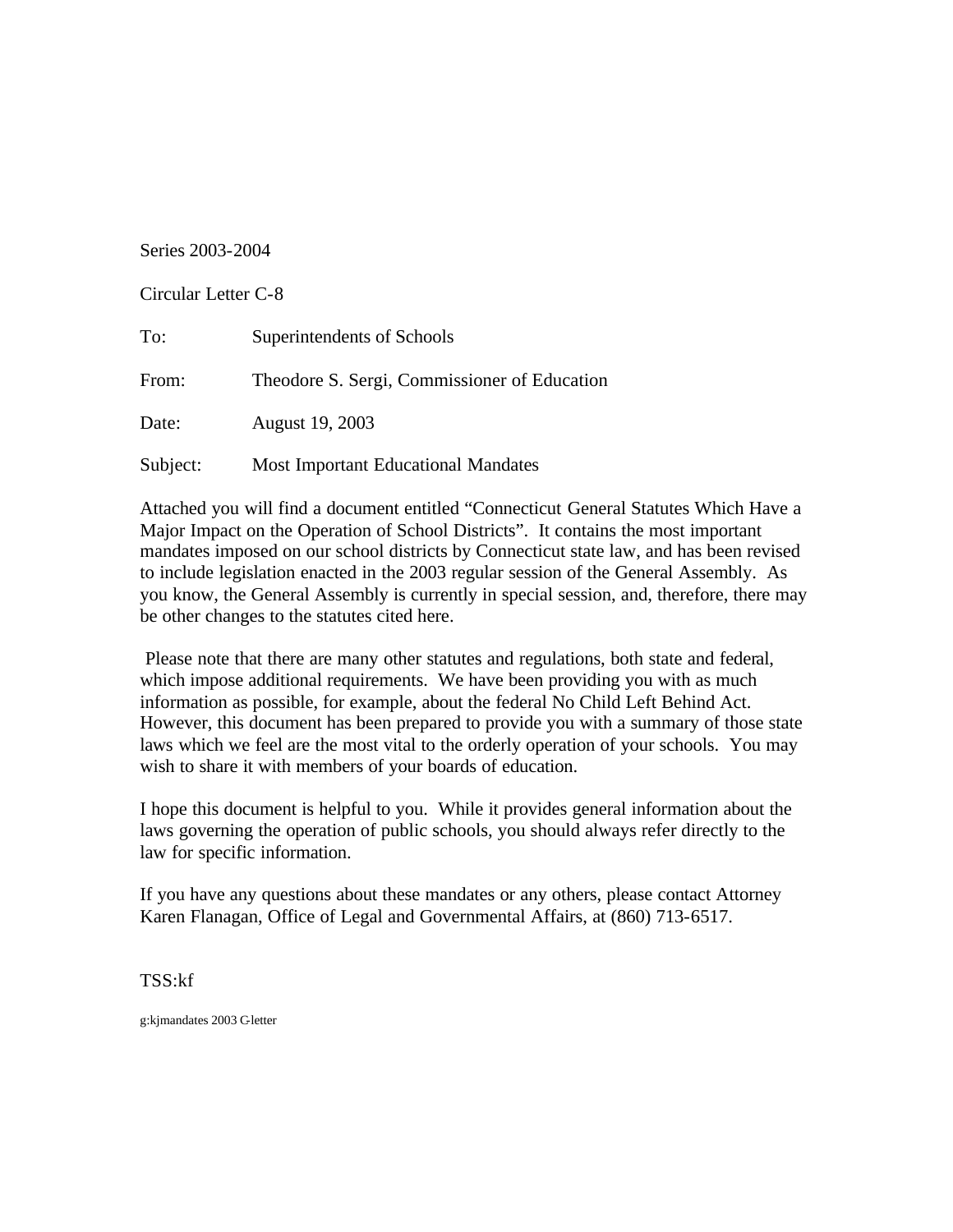Series 2003-2004

Circular Letter C-8

| | |
|---|---|
| To: | Superintendents of Schools |
| From: | Theodore S. Sergi, Commissioner of Education |
| Date: | August 19, 2003 |
| Subject: | Most Important Educational Mandates |

Attached you will find a document entitled "Connecticut General Statutes Which Have a Major Impact on the Operation of School Districts". It contains the most important mandates imposed on our school districts by Connecticut state law, and has been revised to include legislation enacted in the 2003 regular session of the General Assembly. As you know, the General Assembly is currently in special session, and, therefore, there may be other changes to the statutes cited here.

Please note that there are many other statutes and regulations, both state and federal, which impose additional requirements. We have been providing you with as much information as possible, for example, about the federal No Child Left Behind Act. However, this document has been prepared to provide you with a summary of those state laws which we feel are the most vital to the orderly operation of your schools. You may wish to share it with members of your boards of education.

I hope this document is helpful to you. While it provides general information about the laws governing the operation of public schools, you should always refer directly to the law for specific information.

If you have any questions about these mandates or any others, please contact Attorney Karen Flanagan, Office of Legal and Governmental Affairs, at (860) 713-6517.

TSS:kf

g:kjmandates 2003 C-letter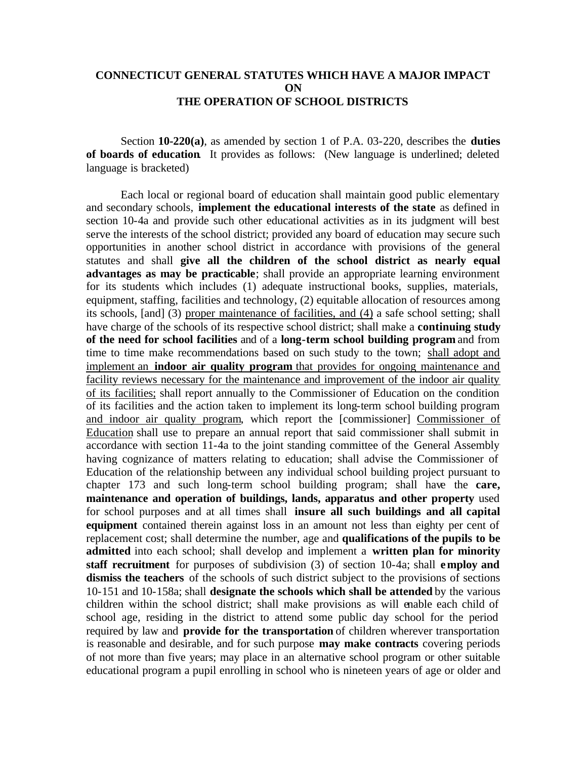# CONNECTICUT GENERAL STATUTES WHICH HAVE A MAJOR IMPACT ON THE OPERATION OF SCHOOL DISTRICTS

Section **10-220(a)**, as amended by section 1 of P.A. 03-220, describes the **duties of boards of education**. It provides as follows: (New language is underlined; deleted language is bracketed)

Each local or regional board of education shall maintain good public elementary and secondary schools, **implement the educational interests of the state** as defined in section 10-4a and provide such other educational activities as in its judgment will best serve the interests of the school district; provided any board of education may secure such opportunities in another school district in accordance with provisions of the general statutes and shall **give all the children of the school district as nearly equal advantages as may be practicable**; shall provide an appropriate learning environment for its students which includes (1) adequate instructional books, supplies, materials, equipment, staffing, facilities and technology, (2) equitable allocation of resources among its schools, [and] (3) <u>proper maintenance of facilities, and (4)</u> a safe school setting; shall have charge of the schools of its respective school district; shall make a **continuing study of the need for school facilities** and of a **long-term school building program** and from time to time make recommendations based on such study to the town; <u>shall adopt and implement an **indoor air quality program** that provides for ongoing maintenance and facility reviews necessary for the maintenance and improvement of the indoor air quality of its facilities;</u> shall report annually to the Commissioner of Education on the condition of its facilities and the action taken to implement its long-term school building program <u>and indoor air quality program</u>, which report the [commissioner] <u>Commissioner of Education</u> shall use to prepare an annual report that said commissioner shall submit in accordance with section 11-4a to the joint standing committee of the General Assembly having cognizance of matters relating to education; shall advise the Commissioner of Education of the relationship between any individual school building project pursuant to chapter 173 and such long-term school building program; shall have the **care, maintenance and operation of buildings, lands, apparatus and other property** used for school purposes and at all times shall **insure all such buildings and all capital equipment** contained therein against loss in an amount not less than eighty per cent of replacement cost; shall determine the number, age and **qualifications of the pupils to be admitted** into each school; shall develop and implement a **written plan for minority staff recruitment** for purposes of subdivision (3) of section 10-4a; shall **employ and dismiss the teachers** of the schools of such district subject to the provisions of sections 10-151 and 10-158a; shall **designate the schools which shall be attended** by the various children within the school district; shall make provisions as will enable each child of school age, residing in the district to attend some public day school for the period required by law and **provide for the transportation** of children wherever transportation is reasonable and desirable, and for such purpose **may make contracts** covering periods of not more than five years; may place in an alternative school program or other suitable educational program a pupil enrolling in school who is nineteen years of age or older and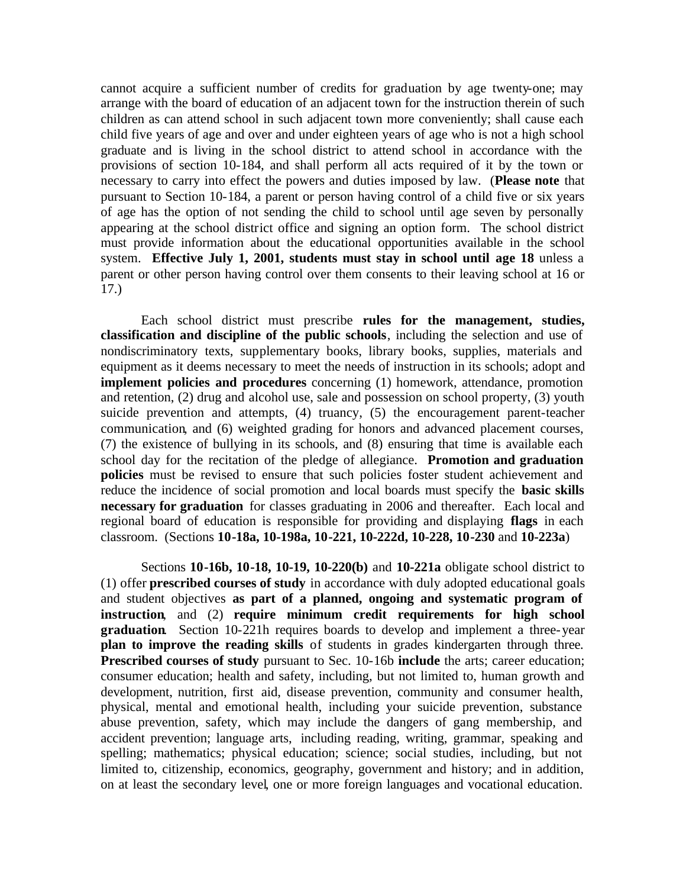cannot acquire a sufficient number of credits for graduation by age twenty-one; may arrange with the board of education of an adjacent town for the instruction therein of such children as can attend school in such adjacent town more conveniently; shall cause each child five years of age and over and under eighteen years of age who is not a high school graduate and is living in the school district to attend school in accordance with the provisions of section 10-184, and shall perform all acts required of it by the town or necessary to carry into effect the powers and duties imposed by law. (**Please note** that pursuant to Section 10-184, a parent or person having control of a child five or six years of age has the option of not sending the child to school until age seven by personally appearing at the school district office and signing an option form. The school district must provide information about the educational opportunities available in the school system. **Effective July 1, 2001, students must stay in school until age 18** unless a parent or other person having control over them consents to their leaving school at 16 or 17.)

Each school district must prescribe **rules for the management, studies, classification and discipline of the public schools**, including the selection and use of nondiscriminatory texts, supplementary books, library books, supplies, materials and equipment as it deems necessary to meet the needs of instruction in its schools; adopt and **implement policies and procedures** concerning (1) homework, attendance, promotion and retention, (2) drug and alcohol use, sale and possession on school property, (3) youth suicide prevention and attempts, (4) truancy, (5) the encouragement parent-teacher communication, and (6) weighted grading for honors and advanced placement courses, (7) the existence of bullying in its schools, and (8) ensuring that time is available each school day for the recitation of the pledge of allegiance. **Promotion and graduation policies** must be revised to ensure that such policies foster student achievement and reduce the incidence of social promotion and local boards must specify the **basic skills necessary for graduation** for classes graduating in 2006 and thereafter. Each local and regional board of education is responsible for providing and displaying **flags** in each classroom. (Sections **10-18a, 10-198a, 10-221, 10-222d, 10-228, 10-230** and **10-223a**)

Sections **10-16b, 10-18, 10-19, 10-220(b)** and **10-221a** obligate school district to (1) offer **prescribed courses of study** in accordance with duly adopted educational goals and student objectives **as part of a planned, ongoing and systematic program of instruction**, and (2) **require minimum credit requirements for high school graduation**. Section 10-221h requires boards to develop and implement a three-year **plan to improve the reading skills** of students in grades kindergarten through three. **Prescribed courses of study** pursuant to Sec. 10-16b **include** the arts; career education; consumer education; health and safety, including, but not limited to, human growth and development, nutrition, first aid, disease prevention, community and consumer health, physical, mental and emotional health, including your suicide prevention, substance abuse prevention, safety, which may include the dangers of gang membership, and accident prevention; language arts, including reading, writing, grammar, speaking and spelling; mathematics; physical education; science; social studies, including, but not limited to, citizenship, economics, geography, government and history; and in addition, on at least the secondary level, one or more foreign languages and vocational education.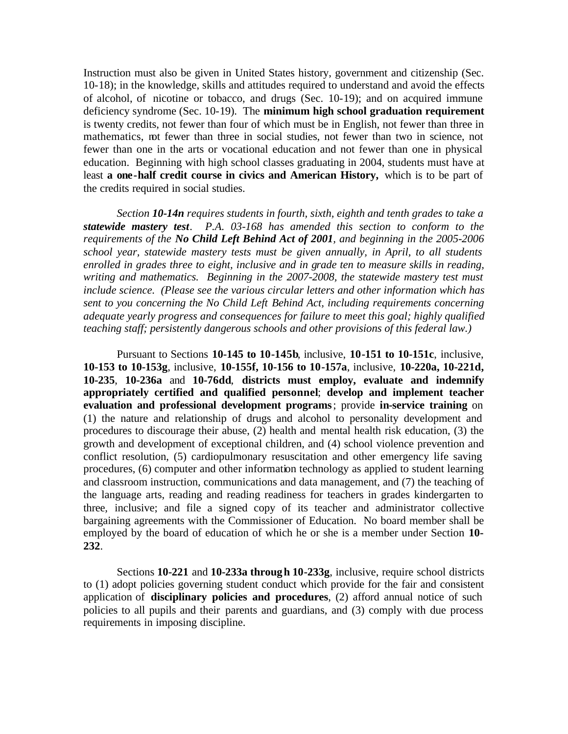Instruction must also be given in United States history, government and citizenship (Sec. 10-18); in the knowledge, skills and attitudes required to understand and avoid the effects of alcohol, of nicotine or tobacco, and drugs (Sec. 10-19); and on acquired immune deficiency syndrome (Sec. 10-19). The **minimum high school graduation requirement** is twenty credits, not fewer than four of which must be in English, not fewer than three in mathematics, not fewer than three in social studies, not fewer than two in science, not fewer than one in the arts or vocational education and not fewer than one in physical education. Beginning with high school classes graduating in 2004, students must have at least **a one-half credit course in civics and American History,** which is to be part of the credits required in social studies.

*Section **10-14n** requires students in fourth, sixth, eighth and tenth grades to take a **statewide mastery test**. P.A. 03-168 has amended this section to conform to the requirements of the **No Child Left Behind Act of 2001**, and beginning in the 2005-2006 school year, statewide mastery tests must be given annually, in April, to all students enrolled in grades three to eight, inclusive and in grade ten to measure skills in reading, writing and mathematics. Beginning in the 2007-2008, the statewide mastery test must include science. (Please see the various circular letters and other information which has sent to you concerning the No Child Left Behind Act, including requirements concerning adequate yearly progress and consequences for failure to meet this goal; highly qualified teaching staff; persistently dangerous schools and other provisions of this federal law.)*

Pursuant to Sections **10-145 to 10-145b**, inclusive, **10-151 to 10-151c**, inclusive, **10-153 to 10-153g**, inclusive, **10-155f, 10-156 to 10-157a**, inclusive, **10-220a, 10-221d, 10-235**, **10-236a** and **10-76dd**, **districts must employ, evaluate and indemnify appropriately certified and qualified personnel**; **develop and implement teacher evaluation and professional development programs**; provide **in-service training** on (1) the nature and relationship of drugs and alcohol to personality development and procedures to discourage their abuse, (2) health and mental health risk education, (3) the growth and development of exceptional children, and (4) school violence prevention and conflict resolution, (5) cardiopulmonary resuscitation and other emergency life saving procedures, (6) computer and other information technology as applied to student learning and classroom instruction, communications and data management, and (7) the teaching of the language arts, reading and reading readiness for teachers in grades kindergarten to three, inclusive; and file a signed copy of its teacher and administrator collective bargaining agreements with the Commissioner of Education. No board member shall be employed by the board of education of which he or she is a member under Section **10-232**.

Sections **10-221** and **10-233a through 10-233g**, inclusive, require school districts to (1) adopt policies governing student conduct which provide for the fair and consistent application of **disciplinary policies and procedures**, (2) afford annual notice of such policies to all pupils and their parents and guardians, and (3) comply with due process requirements in imposing discipline.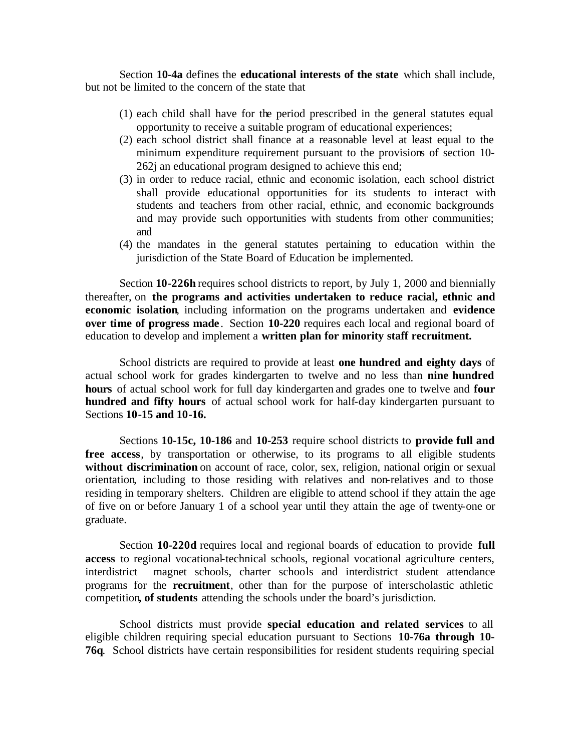Section **10-4a** defines the **educational interests of the state** which shall include, but not be limited to the concern of the state that

(1) each child shall have for the period prescribed in the general statutes equal opportunity to receive a suitable program of educational experiences;
(2) each school district shall finance at a reasonable level at least equal to the minimum expenditure requirement pursuant to the provisions of section 10-262j an educational program designed to achieve this end;
(3) in order to reduce racial, ethnic and economic isolation, each school district shall provide educational opportunities for its students to interact with students and teachers from other racial, ethnic, and economic backgrounds and may provide such opportunities with students from other communities; and
(4) the mandates in the general statutes pertaining to education within the jurisdiction of the State Board of Education be implemented.

Section **10-226h** requires school districts to report, by July 1, 2000 and biennially thereafter, on **the programs and activities undertaken to reduce racial, ethnic and economic isolation**, including information on the programs undertaken and **evidence over time of progress made**. Section **10-220** requires each local and regional board of education to develop and implement a **written plan for minority staff recruitment.**

School districts are required to provide at least **one hundred and eighty days** of actual school work for grades kindergarten to twelve and no less than **nine hundred hours** of actual school work for full day kindergarten and grades one to twelve and **four hundred and fifty hours** of actual school work for half-day kindergarten pursuant to Sections **10-15 and 10-16.**

Sections **10-15c, 10-186** and **10-253** require school districts to **provide full and free access**, by transportation or otherwise, to its programs to all eligible students **without discrimination** on account of race, color, sex, religion, national origin or sexual orientation, including to those residing with relatives and non-relatives and to those residing in temporary shelters. Children are eligible to attend school if they attain the age of five on or before January 1 of a school year until they attain the age of twenty-one or graduate.

Section **10-220d** requires local and regional boards of education to provide **full access** to regional vocational-technical schools, regional vocational agriculture centers, interdistrict magnet schools, charter schools and interdistrict student attendance programs for the **recruitment**, other than for the purpose of interscholastic athletic competition**, of students** attending the schools under the board's jurisdiction.

School districts must provide **special education and related services** to all eligible children requiring special education pursuant to Sections **10-76a through 10-76q**. School districts have certain responsibilities for resident students requiring special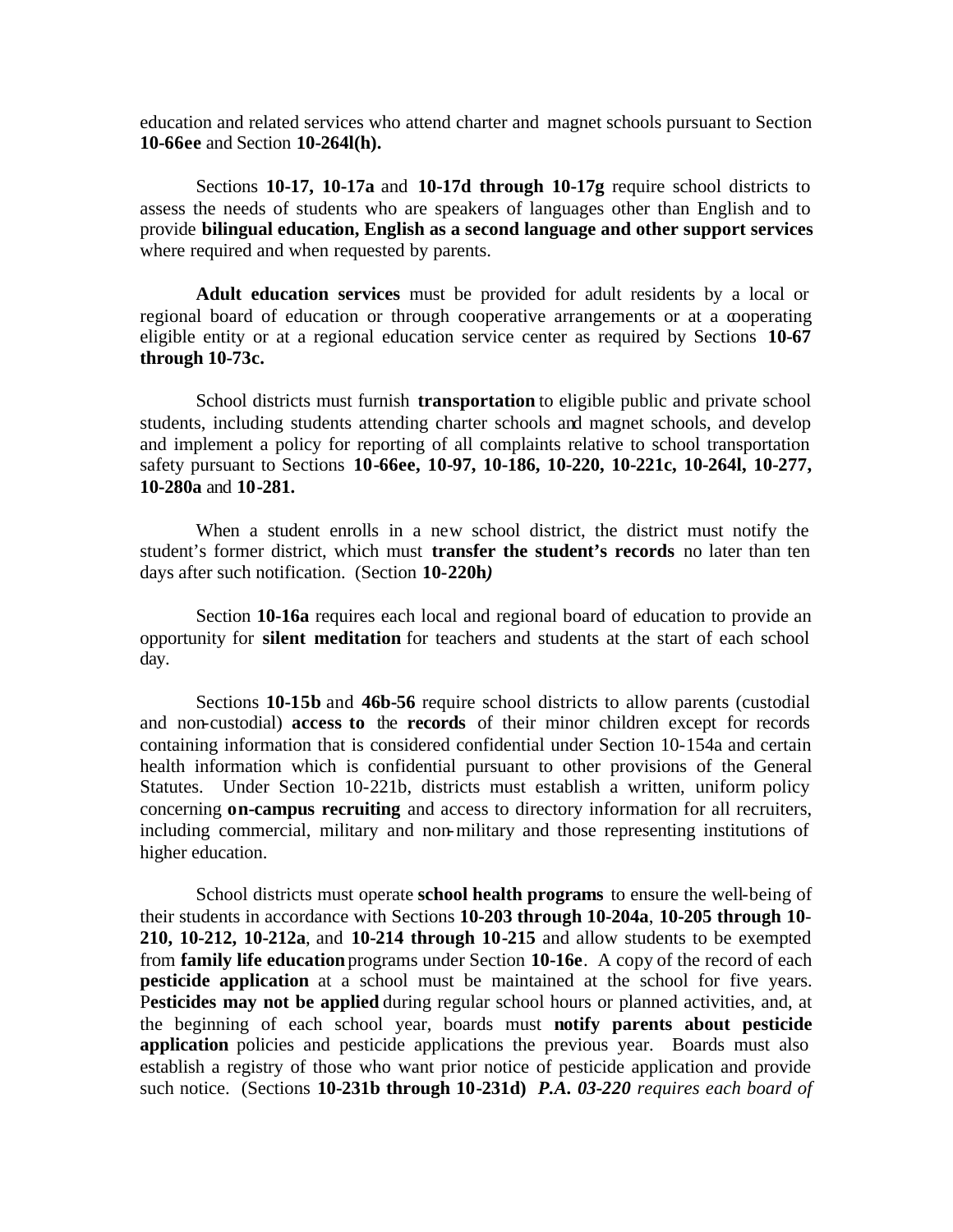education and related services who attend charter and magnet schools pursuant to Section **10-66ee** and Section **10-264l(h).**

Sections **10-17, 10-17a** and **10-17d through 10-17g** require school districts to assess the needs of students who are speakers of languages other than English and to provide **bilingual education, English as a second language and other support services** where required and when requested by parents.

**Adult education services** must be provided for adult residents by a local or regional board of education or through cooperative arrangements or at a cooperating eligible entity or at a regional education service center as required by Sections **10-67 through 10-73c.**

School districts must furnish **transportation** to eligible public and private school students, including students attending charter schools and magnet schools, and develop and implement a policy for reporting of all complaints relative to school transportation safety pursuant to Sections **10-66ee, 10-97, 10-186, 10-220, 10-221c, 10-264l, 10-277, 10-280a** and **10-281.**

When a student enrolls in a new school district, the district must notify the student's former district, which must **transfer the student's records** no later than ten days after such notification. (Section **10-220h***)*

Section **10-16a** requires each local and regional board of education to provide an opportunity for **silent meditation** for teachers and students at the start of each school day.

Sections **10-15b** and **46b-56** require school districts to allow parents (custodial and non-custodial) **access to** the **records** of their minor children except for records containing information that is considered confidential under Section 10-154a and certain health information which is confidential pursuant to other provisions of the General Statutes. Under Section 10-221b, districts must establish a written, uniform policy concerning **on-campus recruiting** and access to directory information for all recruiters, including commercial, military and non-military and those representing institutions of higher education.

School districts must operate **school health programs** to ensure the well-being of their students in accordance with Sections **10-203 through 10-204a**, **10-205 through 10-210, 10-212, 10-212a**, and **10-214 through 10-215** and allow students to be exempted from **family life education** programs under Section **10-16e**. A copy of the record of each **pesticide application** at a school must be maintained at the school for five years. P**esticides may not be applied** during regular school hours or planned activities, and, at the beginning of each school year, boards must **notify parents about pesticide application** policies and pesticide applications the previous year. Boards must also establish a registry of those who want prior notice of pesticide application and provide such notice. (Sections **10-231b through 10-231d)** ***P.A. 03-220*** *requires each board of*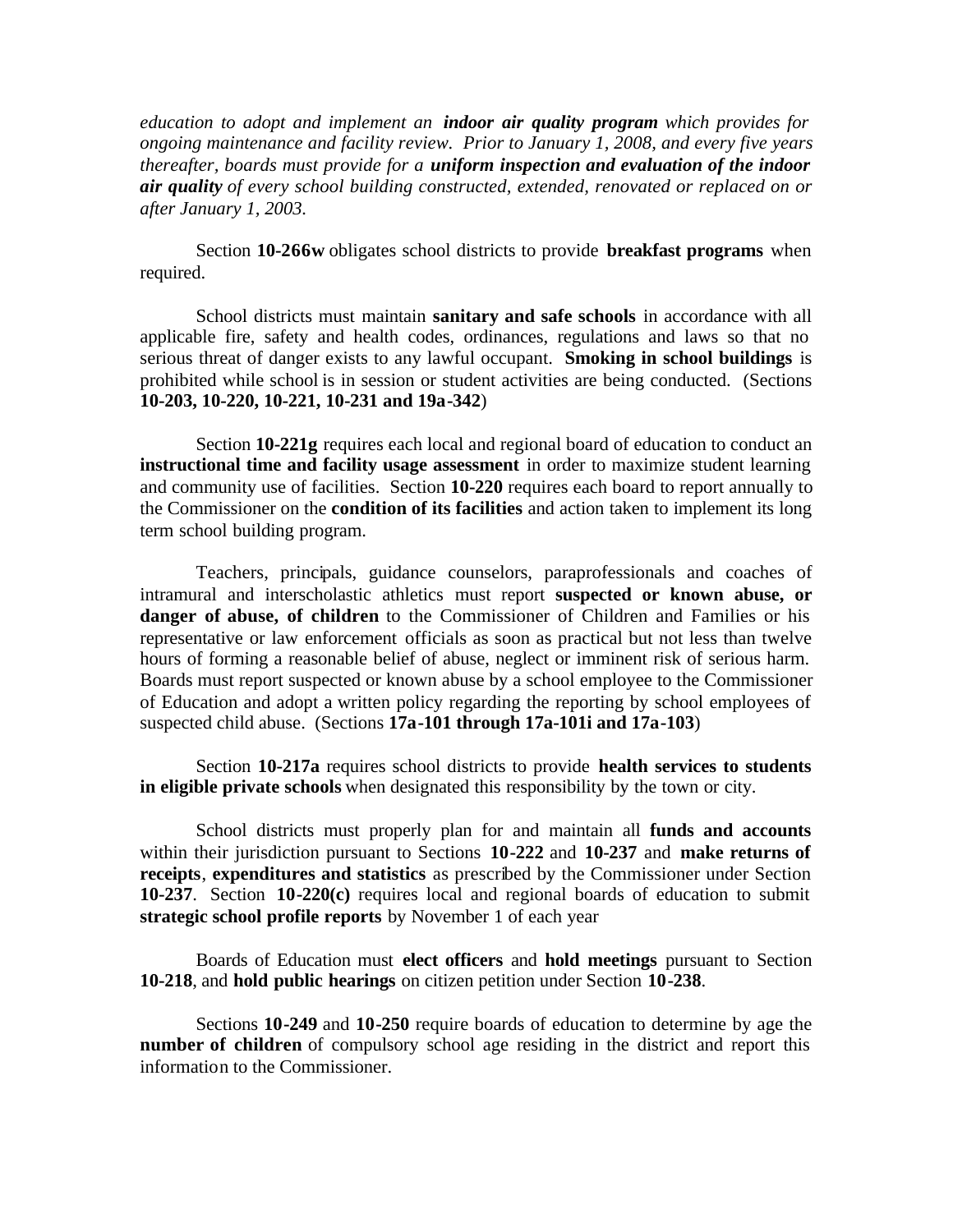*education to adopt and implement an **indoor air quality program** which provides for ongoing maintenance and facility review. Prior to January 1, 2008, and every five years thereafter, boards must provide for a **uniform inspection and evaluation of the indoor air quality** of every school building constructed, extended, renovated or replaced on or after January 1, 2003.*

Section **10-266w** obligates school districts to provide **breakfast programs** when required.

School districts must maintain **sanitary and safe schools** in accordance with all applicable fire, safety and health codes, ordinances, regulations and laws so that no serious threat of danger exists to any lawful occupant. **Smoking in school buildings** is prohibited while school is in session or student activities are being conducted. (Sections **10-203, 10-220, 10-221, 10-231 and 19a-342**)

Section **10-221g** requires each local and regional board of education to conduct an **instructional time and facility usage assessment** in order to maximize student learning and community use of facilities. Section **10-220** requires each board to report annually to the Commissioner on the **condition of its facilities** and action taken to implement its long term school building program.

Teachers, principals, guidance counselors, paraprofessionals and coaches of intramural and interscholastic athletics must report **suspected or known abuse, or danger of abuse, of children** to the Commissioner of Children and Families or his representative or law enforcement officials as soon as practical but not less than twelve hours of forming a reasonable belief of abuse, neglect or imminent risk of serious harm. Boards must report suspected or known abuse by a school employee to the Commissioner of Education and adopt a written policy regarding the reporting by school employees of suspected child abuse. (Sections **17a-101 through 17a-101i and 17a-103**)

Section **10-217a** requires school districts to provide **health services to students in eligible private schools** when designated this responsibility by the town or city.

School districts must properly plan for and maintain all **funds and accounts** within their jurisdiction pursuant to Sections **10-222** and **10-237** and **make returns of receipts**, **expenditures and statistics** as prescribed by the Commissioner under Section **10-237**. Section **10-220(c)** requires local and regional boards of education to submit **strategic school profile reports** by November 1 of each year

Boards of Education must **elect officers** and **hold meetings** pursuant to Section **10-218**, and **hold public hearings** on citizen petition under Section **10-238**.

Sections **10-249** and **10-250** require boards of education to determine by age the **number of children** of compulsory school age residing in the district and report this information to the Commissioner.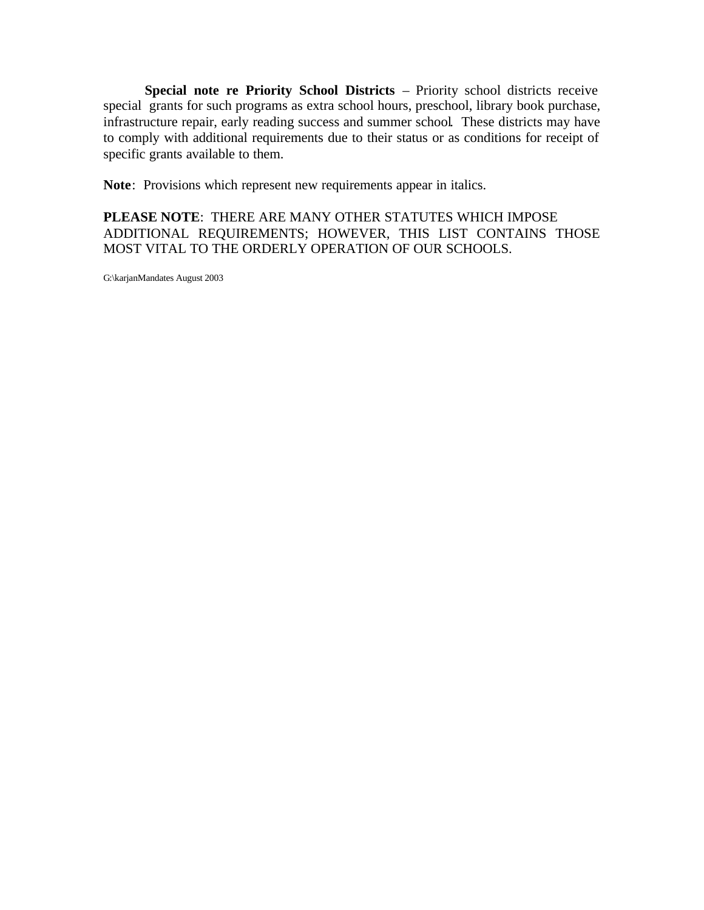**Special note re Priority School Districts** – Priority school districts receive special grants for such programs as extra school hours, preschool, library book purchase, infrastructure repair, early reading success and summer school. These districts may have to comply with additional requirements due to their status or as conditions for receipt of specific grants available to them.

**Note**: Provisions which represent new requirements appear in italics.

**PLEASE NOTE**: THERE ARE MANY OTHER STATUTES WHICH IMPOSE ADDITIONAL REQUIREMENTS; HOWEVER, THIS LIST CONTAINS THOSE MOST VITAL TO THE ORDERLY OPERATION OF OUR SCHOOLS.

G:\karjanMandates August 2003